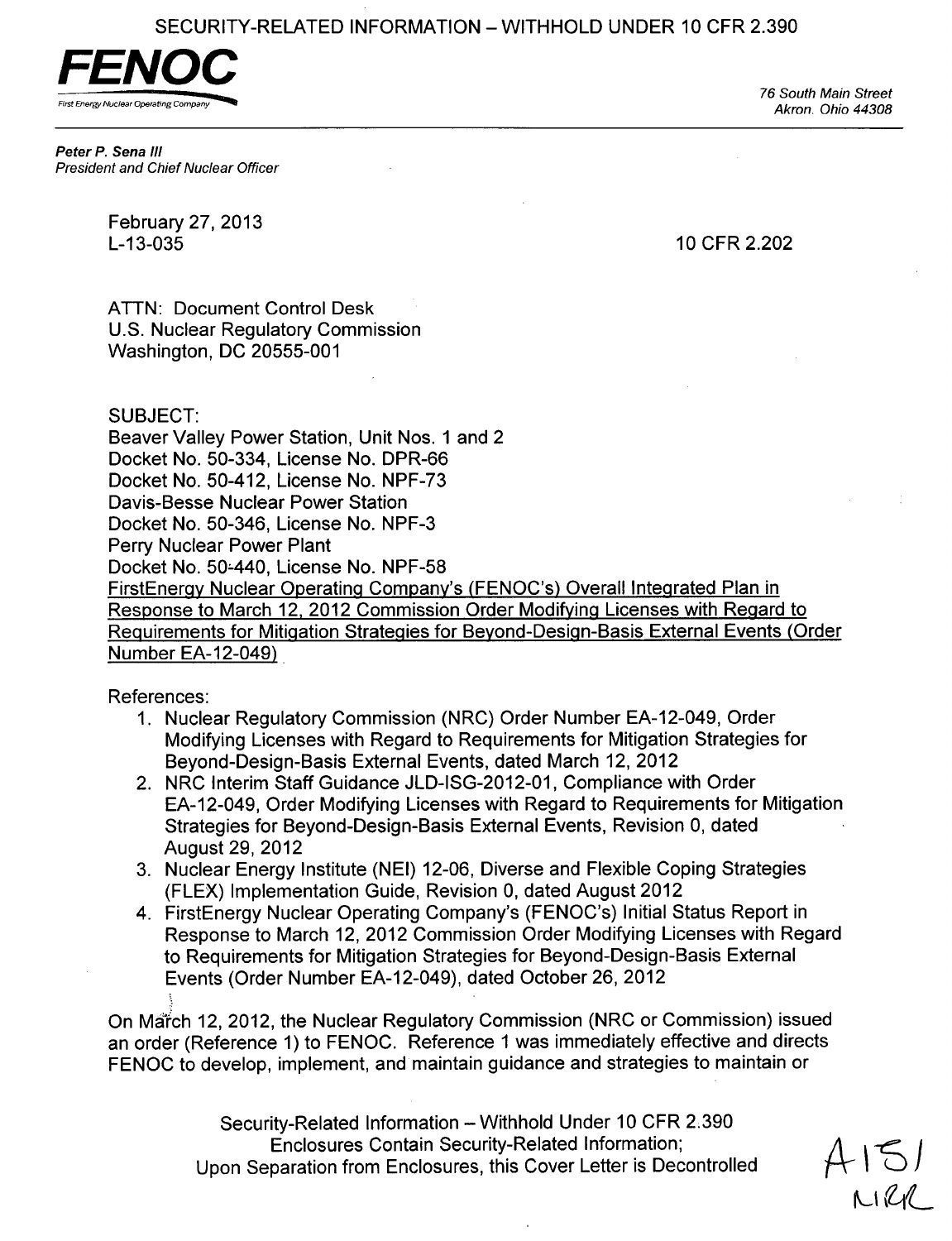SECURITY-RELATED INFORMATION – WITHHOLD UNDER 10 CFR 2.390

**FENOC**
First Energy Nuclear Operating Company

76 South Main Street
Akron, Ohio 44308

***Peter P. Sena III***
*President and Chief Nuclear Officer*

February 27, 2013
L-13-035

10 CFR 2.202

ATTN: Document Control Desk
U.S. Nuclear Regulatory Commission
Washington, DC 20555-001

SUBJECT:
Beaver Valley Power Station, Unit Nos. 1 and 2
Docket No. 50-334, License No. DPR-66
Docket No. 50-412, License No. NPF-73
Davis-Besse Nuclear Power Station
Docket No. 50-346, License No. NPF-3
Perry Nuclear Power Plant
Docket No. 50-440, License No. NPF-58
FirstEnergy Nuclear Operating Company's (FENOC's) Overall Integrated Plan in Response to March 12, 2012 Commission Order Modifying Licenses with Regard to Requirements for Mitigation Strategies for Beyond-Design-Basis External Events (Order Number EA-12-049)

References:

1. Nuclear Regulatory Commission (NRC) Order Number EA-12-049, Order Modifying Licenses with Regard to Requirements for Mitigation Strategies for Beyond-Design-Basis External Events, dated March 12, 2012
2. NRC Interim Staff Guidance JLD-ISG-2012-01, Compliance with Order EA-12-049, Order Modifying Licenses with Regard to Requirements for Mitigation Strategies for Beyond-Design-Basis External Events, Revision 0, dated August 29, 2012
3. Nuclear Energy Institute (NEI) 12-06, Diverse and Flexible Coping Strategies (FLEX) Implementation Guide, Revision 0, dated August 2012
4. FirstEnergy Nuclear Operating Company's (FENOC's) Initial Status Report in Response to March 12, 2012 Commission Order Modifying Licenses with Regard to Requirements for Mitigation Strategies for Beyond-Design-Basis External Events (Order Number EA-12-049), dated October 26, 2012

On March 12, 2012, the Nuclear Regulatory Commission (NRC or Commission) issued an order (Reference 1) to FENOC. Reference 1 was immediately effective and directs FENOC to develop, implement, and maintain guidance and strategies to maintain or

Security-Related Information – Withhold Under 10 CFR 2.390
Enclosures Contain Security-Related Information;
Upon Separation from Enclosures, this Cover Letter is Decontrolled

A151
NRR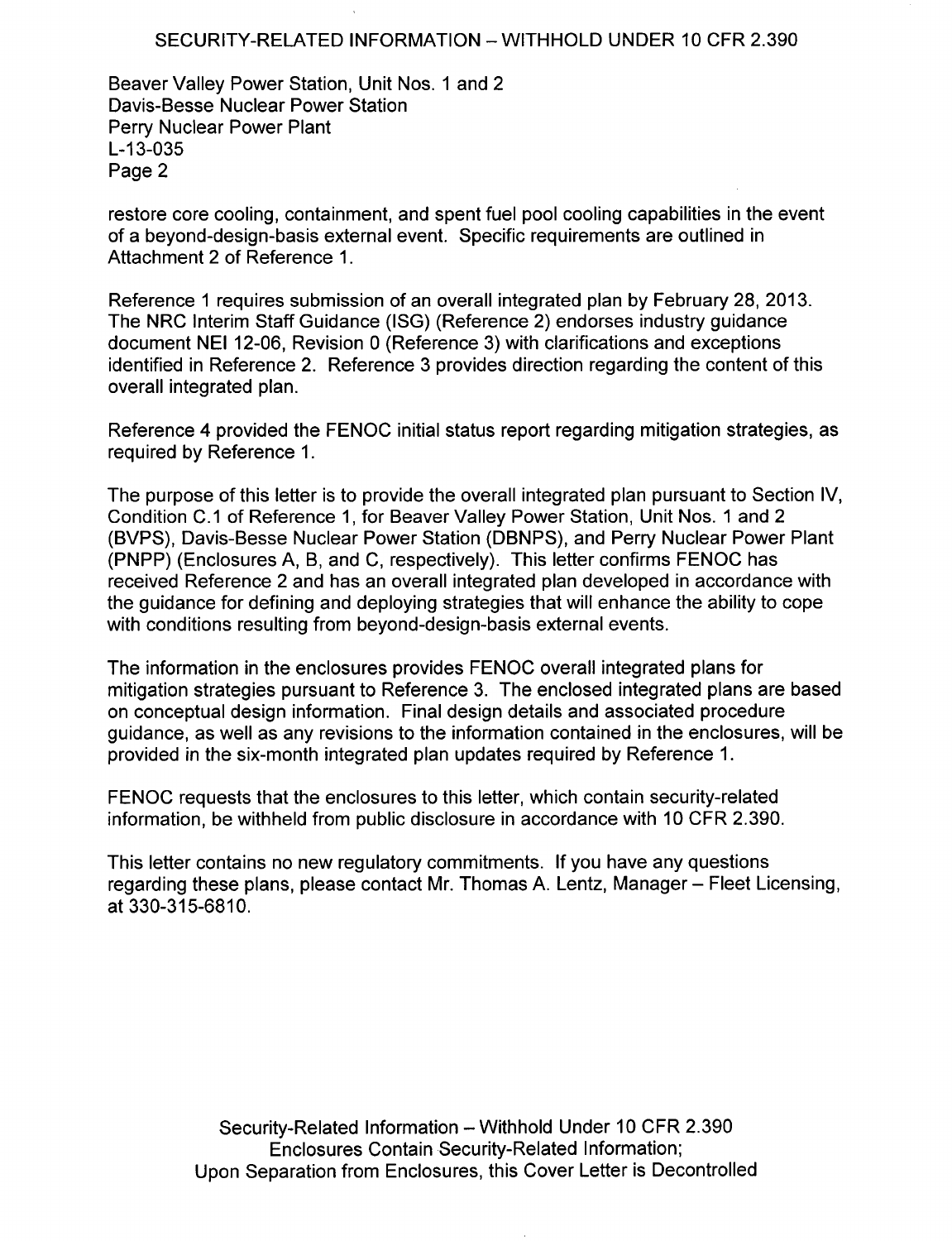restore core cooling, containment, and spent fuel pool cooling capabilities in the event of a beyond-design-basis external event. Specific requirements are outlined in Attachment 2 of Reference 1.

Reference 1 requires submission of an overall integrated plan by February 28, 2013. The NRC Interim Staff Guidance (ISG) (Reference 2) endorses industry guidance document NEI 12-06, Revision 0 (Reference 3) with clarifications and exceptions identified in Reference 2. Reference 3 provides direction regarding the content of this overall integrated plan.

Reference 4 provided the FENOC initial status report regarding mitigation strategies, as required by Reference 1.

The purpose of this letter is to provide the overall integrated plan pursuant to Section IV, Condition C.1 of Reference 1, for Beaver Valley Power Station, Unit Nos. 1 and 2 (BVPS), Davis-Besse Nuclear Power Station (DBNPS), and Perry Nuclear Power Plant (PNPP) (Enclosures A, B, and C, respectively). This letter confirms FENOC has received Reference 2 and has an overall integrated plan developed in accordance with the guidance for defining and deploying strategies that will enhance the ability to cope with conditions resulting from beyond-design-basis external events.

The information in the enclosures provides FENOC overall integrated plans for mitigation strategies pursuant to Reference 3. The enclosed integrated plans are based on conceptual design information. Final design details and associated procedure guidance, as well as any revisions to the information contained in the enclosures, will be provided in the six-month integrated plan updates required by Reference 1.

FENOC requests that the enclosures to this letter, which contain security-related information, be withheld from public disclosure in accordance with 10 CFR 2.390.

This letter contains no new regulatory commitments. If you have any questions regarding these plans, please contact Mr. Thomas A. Lentz, Manager – Fleet Licensing, at 330-315-6810.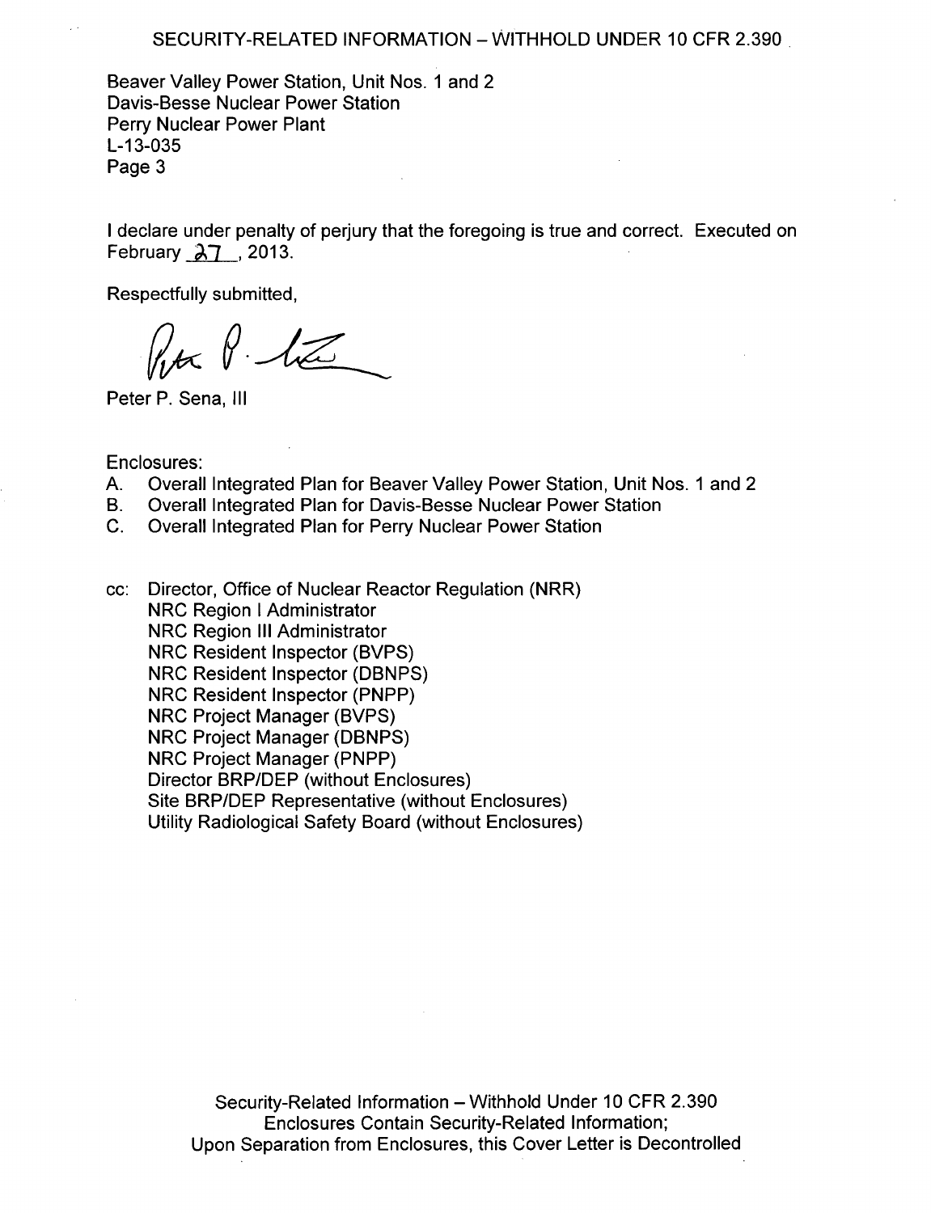Beaver Valley Power Station, Unit Nos. 1 and 2
Davis-Besse Nuclear Power Station
Perry Nuclear Power Plant
L-13-035

I declare under penalty of perjury that the foregoing is true and correct. Executed on February 27, 2013.

Respectfully submitted,

Peter P. Sena, III

Enclosures:

A. Overall Integrated Plan for Beaver Valley Power Station, Unit Nos. 1 and 2
B. Overall Integrated Plan for Davis-Besse Nuclear Power Station
C. Overall Integrated Plan for Perry Nuclear Power Station

cc: Director, Office of Nuclear Reactor Regulation (NRR)
NRC Region I Administrator
NRC Region III Administrator
NRC Resident Inspector (BVPS)
NRC Resident Inspector (DBNPS)
NRC Resident Inspector (PNPP)
NRC Project Manager (BVPS)
NRC Project Manager (DBNPS)
NRC Project Manager (PNPP)
Director BRP/DEP (without Enclosures)
Site BRP/DEP Representative (without Enclosures)
Utility Radiological Safety Board (without Enclosures)

Security-Related Information – Withhold Under 10 CFR 2.390
Enclosures Contain Security-Related Information;
Upon Separation from Enclosures, this Cover Letter is Decontrolled